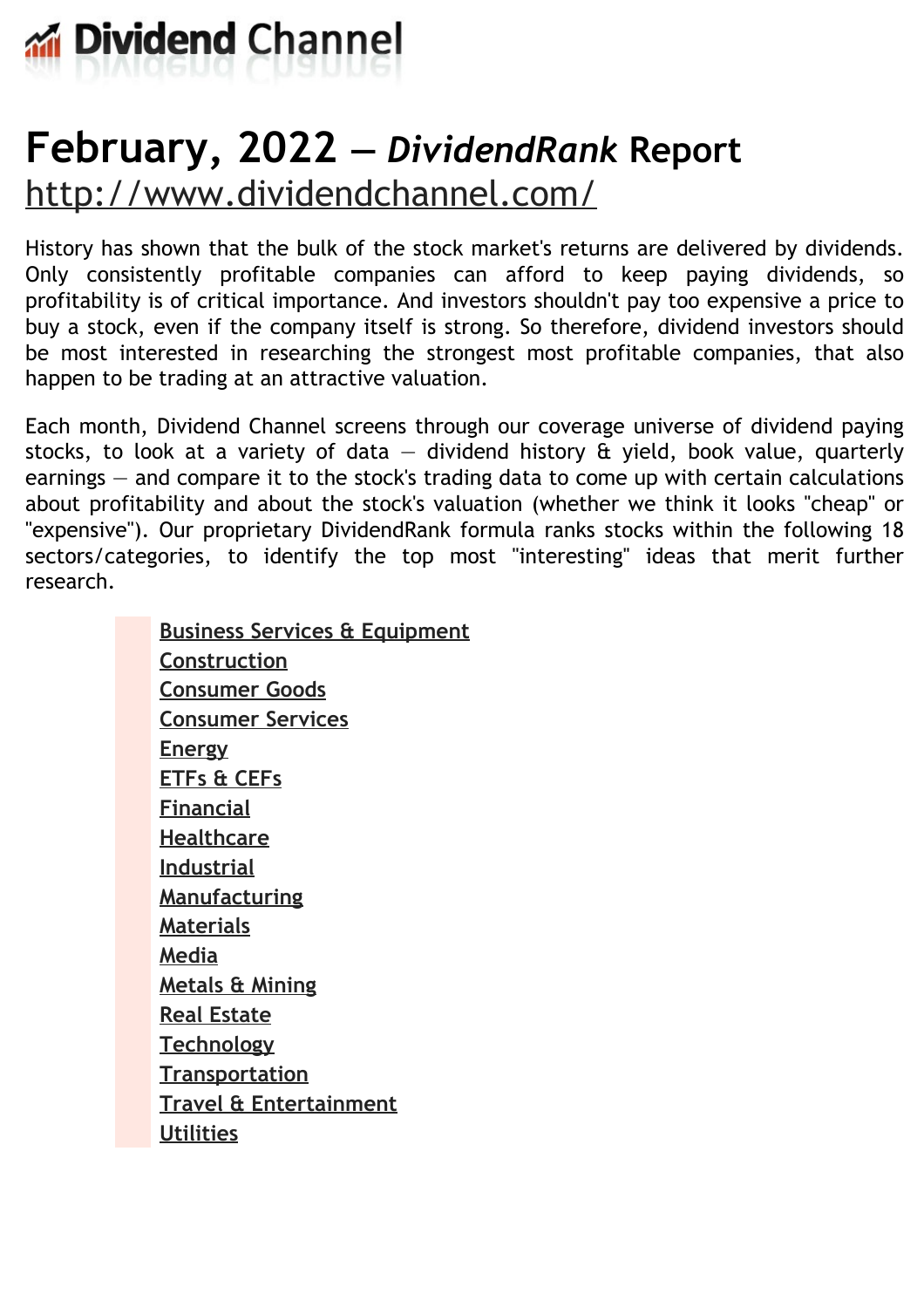# Dividend Channel

# February, 2022 — *DividendRank* Report

http://www.dividendchannel.com/

History has shown that the bulk of the stock market's returns are delivered by dividends. Only consistently profitable companies can afford to keep paying dividends, so profitability is of critical importance. And investors shouldn't pay too expensive a price to buy a stock, even if the company itself is strong. So therefore, dividend investors should be most interested in researching the strongest most profitable companies, that also happen to be trading at an attractive valuation.

Each month, Dividend Channel screens through our coverage universe of dividend paying stocks, to look at a variety of data — dividend history & yield, book value, quarterly earnings — and compare it to the stock's trading data to come up with certain calculations about profitability and about the stock's valuation (whether we think it looks "cheap" or "expensive"). Our proprietary DividendRank formula ranks stocks within the following 18 sectors/categories, to identify the top most "interesting" ideas that merit further research.

- Business Services & Equipment
- Construction
- Consumer Goods
- Consumer Services
- Energy
- ETFs & CEFs
- Financial
- Healthcare
- Industrial
- Manufacturing
- Materials
- Media
- Metals & Mining
- Real Estate
- Technology
- Transportation
- Travel & Entertainment
- Utilities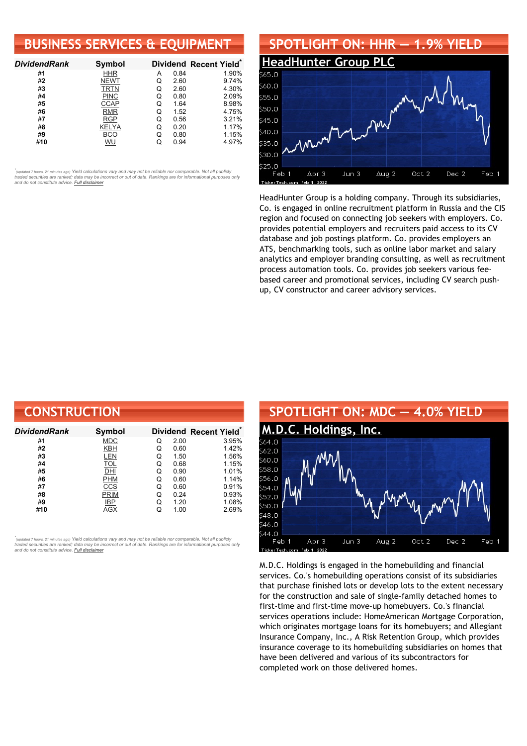## BUSINESS SERVICES & EQUIPMENT

| DividendRank | Symbol | Dividend | | Recent Yield* |
|---|---|---|---|---|
| #1 | HHR | A | 0.84 | 1.90% |
| #2 | NEWT | Q | 2.60 | 9.74% |
| #3 | TRTN | Q | 2.60 | 4.30% |
| #4 | PINC | Q | 0.80 | 2.09% |
| #5 | CCAP | Q | 1.64 | 8.98% |
| #6 | RMR | Q | 1.52 | 4.75% |
| #7 | RGP | Q | 0.56 | 3.21% |
| #8 | KELYA | Q | 0.20 | 1.17% |
| #9 | BCO | Q | 0.80 | 1.15% |
| #10 | WU | Q | 0.94 | 4.97% |

*(updated 7 hours, 21 minutes ago) Yield calculations vary and may not be reliable nor comparable. Not all publicly traded securities are ranked; data may be incorrect or out of date. Rankings are for informational purposes only and do not constitute advice. Full disclaimer

## SPOTLIGHT ON: HHR — 1.9% YIELD

### HeadHunter Group PLC

HeadHunter Group is a holding company. Through its subsidiaries, Co. is engaged in online recruitment platform in Russia and the CIS region and focused on connecting job seekers with employers. Co. provides potential employers and recruiters paid access to its CV database and job postings platform. Co. provides employers an ATS, benchmarking tools, such as online labor market and salary analytics and employer branding consulting, as well as recruitment process automation tools. Co. provides job seekers various fee-based career and promotional services, including CV search push-up, CV constructor and career advisory services.

## CONSTRUCTION

| DividendRank | Symbol | Dividend | | Recent Yield* |
|---|---|---|---|---|
| #1 | MDC | Q | 2.00 | 3.95% |
| #2 | KBH | Q | 0.60 | 1.42% |
| #3 | LEN | Q | 1.50 | 1.56% |
| #4 | TOL | Q | 0.68 | 1.15% |
| #5 | DHI | Q | 0.90 | 1.01% |
| #6 | PHM | Q | 0.60 | 1.14% |
| #7 | CCS | Q | 0.60 | 0.91% |
| #8 | PRIM | Q | 0.24 | 0.93% |
| #9 | IBP | Q | 1.20 | 1.08% |
| #10 | AGX | Q | 1.00 | 2.69% |

*(updated 7 hours, 21 minutes ago) Yield calculations vary and may not be reliable nor comparable. Not all publicly traded securities are ranked; data may be incorrect or out of date. Rankings are for informational purposes only and do not constitute advice. Full disclaimer

## SPOTLIGHT ON: MDC — 4.0% YIELD

### M.D.C. Holdings, Inc.

M.D.C. Holdings is engaged in the homebuilding and financial services. Co.'s homebuilding operations consist of its subsidiaries that purchase finished lots or develop lots to the extent necessary for the construction and sale of single-family detached homes to first-time and first-time move-up homebuyers. Co.'s financial services operations include: HomeAmerican Mortgage Corporation, which originates mortgage loans for its homebuyers; and Allegiant Insurance Company, Inc., A Risk Retention Group, which provides insurance coverage to its homebuilding subsidiaries on homes that have been delivered and various of its subcontractors for completed work on those delivered homes.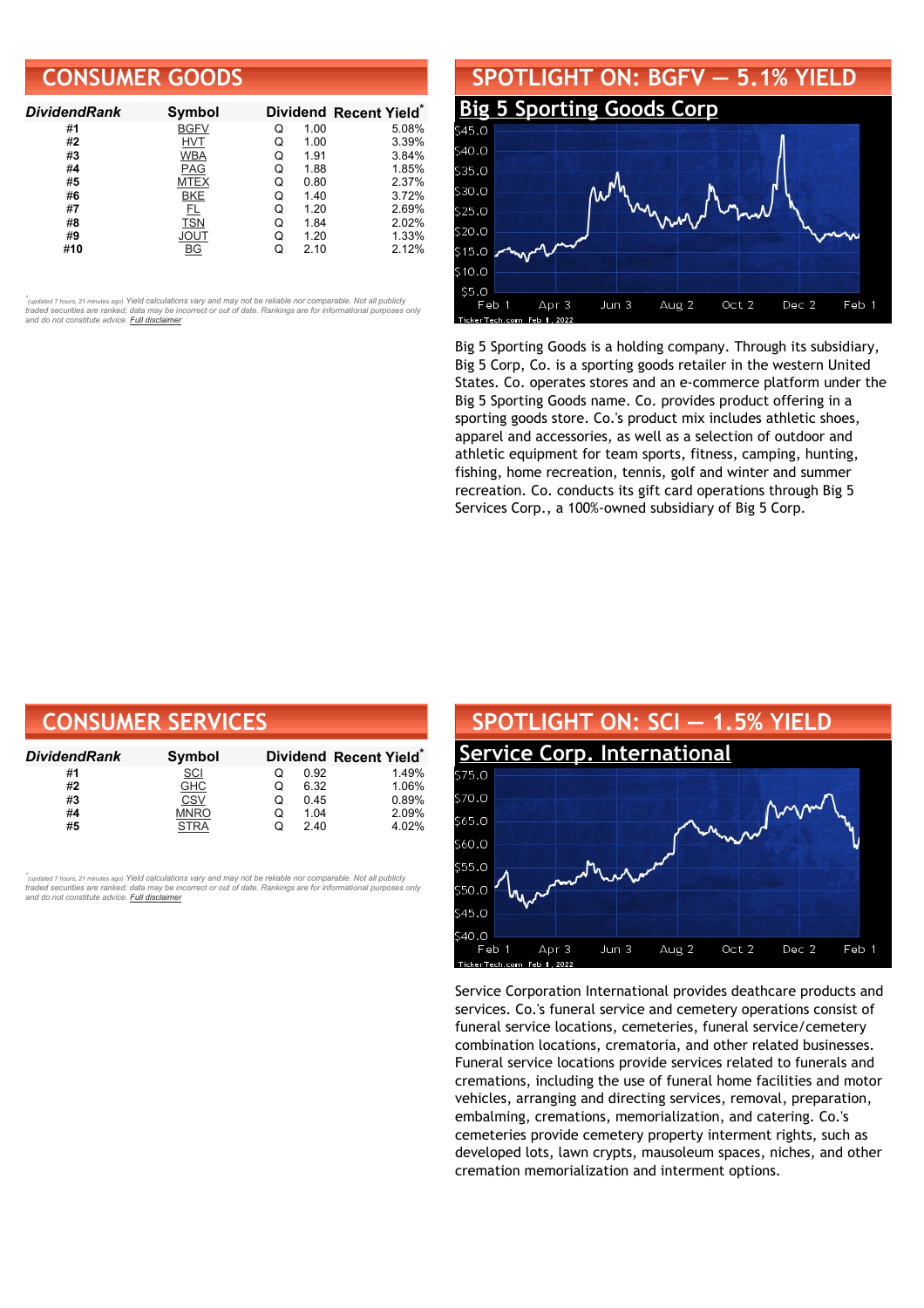## CONSUMER GOODS

| DividendRank | Symbol | Dividend | | Recent Yield* |
|---|---|---|---|---|
| #1 | BGFV | Q | 1.00 | 5.08% |
| #2 | HVT | Q | 1.00 | 3.39% |
| #3 | WBA | Q | 1.91 | 3.84% |
| #4 | PAG | Q | 1.88 | 1.85% |
| #5 | MTEX | Q | 0.80 | 2.37% |
| #6 | BKE | Q | 1.40 | 3.72% |
| #7 | FL | Q | 1.20 | 2.69% |
| #8 | TSN | Q | 1.84 | 2.02% |
| #9 | JOUT | Q | 1.20 | 1.33% |
| #10 | BG | Q | 2.10 | 2.12% |

*(updated 7 hours, 21 minutes ago) Yield calculations vary and may not be reliable nor comparable. Not all publicly traded securities are ranked; data may be incorrect or out of date. Rankings are for informational purposes only and do not constitute advice. Full disclaimer*

## SPOTLIGHT ON: BGFV — 5.1% YIELD

### Big 5 Sporting Goods Corp

Big 5 Sporting Goods is a holding company. Through its subsidiary, Big 5 Corp, Co. is a sporting goods retailer in the western United States. Co. operates stores and an e-commerce platform under the Big 5 Sporting Goods name. Co. provides product offering in a sporting goods store. Co.'s product mix includes athletic shoes, apparel and accessories, as well as a selection of outdoor and athletic equipment for team sports, fitness, camping, hunting, fishing, home recreation, tennis, golf and winter and summer recreation. Co. conducts its gift card operations through Big 5 Services Corp., a 100%-owned subsidiary of Big 5 Corp.

## CONSUMER SERVICES

| DividendRank | Symbol | Dividend | | Recent Yield* |
|---|---|---|---|---|
| #1 | SCI | Q | 0.92 | 1.49% |
| #2 | GHC | Q | 6.32 | 1.06% |
| #3 | CSV | Q | 0.45 | 0.89% |
| #4 | MNRO | Q | 1.04 | 2.09% |
| #5 | STRA | Q | 2.40 | 4.02% |

*(updated 7 hours, 21 minutes ago) Yield calculations vary and may not be reliable nor comparable. Not all publicly traded securities are ranked; data may be incorrect or out of date. Rankings are for informational purposes only and do not constitute advice. Full disclaimer*

## SPOTLIGHT ON: SCI — 1.5% YIELD

### Service Corp. International

Service Corporation International provides deathcare products and services. Co.'s funeral service and cemetery operations consist of funeral service locations, cemeteries, funeral service/cemetery combination locations, crematoria, and other related businesses. Funeral service locations provide services related to funerals and cremations, including the use of funeral home facilities and motor vehicles, arranging and directing services, removal, preparation, embalming, cremations, memorialization, and catering. Co.'s cemeteries provide cemetery property interment rights, such as developed lots, lawn crypts, mausoleum spaces, niches, and other cremation memorialization and interment options.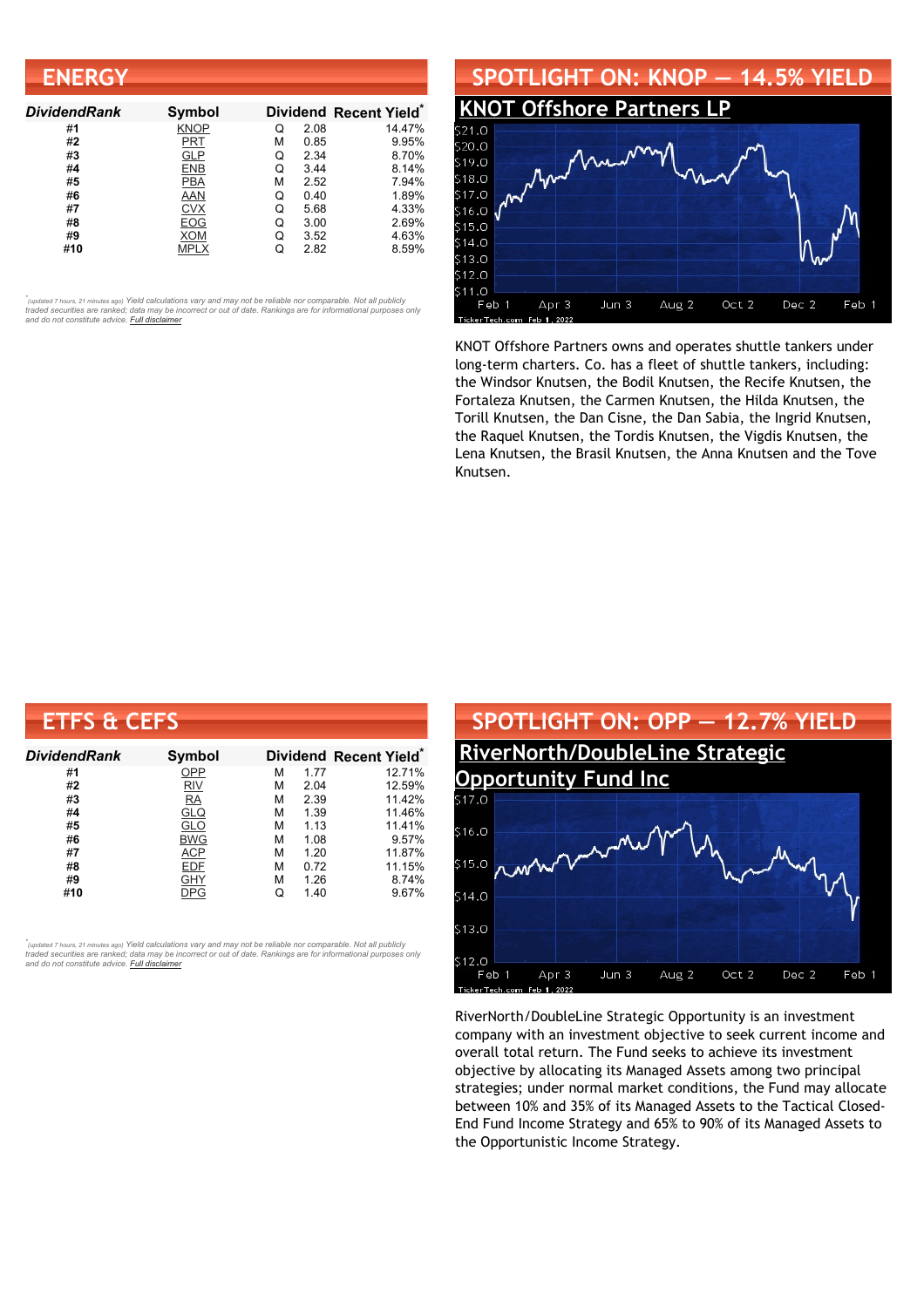## ENERGY

| DividendRank | Symbol | Dividend | | Recent Yield* |
|---|---|---|---|---|
| #1 | KNOP | Q | 2.08 | 14.47% |
| #2 | PRT | M | 0.85 | 9.95% |
| #3 | GLP | Q | 2.34 | 8.70% |
| #4 | ENB | Q | 3.44 | 8.14% |
| #5 | PBA | M | 2.52 | 7.94% |
| #6 | AAN | Q | 0.40 | 1.89% |
| #7 | CVX | Q | 5.68 | 4.33% |
| #8 | EOG | Q | 3.00 | 2.69% |
| #9 | XOM | Q | 3.52 | 4.63% |
| #10 | MPLX | Q | 2.82 | 8.59% |

*(updated 7 hours, 21 minutes ago) Yield calculations vary and may not be reliable nor comparable. Not all publicly traded securities are ranked; data may be incorrect or out of date. Rankings are for informational purposes only and do not constitute advice. Full disclaimer*

## SPOTLIGHT ON: KNOP — 14.5% YIELD

### KNOT Offshore Partners LP

KNOT Offshore Partners owns and operates shuttle tankers under long-term charters. Co. has a fleet of shuttle tankers, including: the Windsor Knutsen, the Bodil Knutsen, the Recife Knutsen, the Fortaleza Knutsen, the Carmen Knutsen, the Hilda Knutsen, the Torill Knutsen, the Dan Cisne, the Dan Sabia, the Ingrid Knutsen, the Raquel Knutsen, the Tordis Knutsen, the Vigdis Knutsen, the Lena Knutsen, the Brasil Knutsen, the Anna Knutsen and the Tove Knutsen.

## ETFS & CEFS

| DividendRank | Symbol | Dividend | | Recent Yield* |
|---|---|---|---|---|
| #1 | OPP | M | 1.77 | 12.71% |
| #2 | RIV | M | 2.04 | 12.59% |
| #3 | RA | M | 2.39 | 11.42% |
| #4 | GLQ | M | 1.39 | 11.46% |
| #5 | GLO | M | 1.13 | 11.41% |
| #6 | BWG | M | 1.08 | 9.57% |
| #7 | ACP | M | 1.20 | 11.87% |
| #8 | EDF | M | 0.72 | 11.15% |
| #9 | GHY | M | 1.26 | 8.74% |
| #10 | DPG | Q | 1.40 | 9.67% |

*(updated 7 hours, 21 minutes ago) Yield calculations vary and may not be reliable nor comparable. Not all publicly traded securities are ranked; data may be incorrect or out of date. Rankings are for informational purposes only and do not constitute advice. Full disclaimer*

## SPOTLIGHT ON: OPP — 12.7% YIELD

### RiverNorth/DoubleLine Strategic Opportunity Fund Inc

RiverNorth/DoubleLine Strategic Opportunity is an investment company with an investment objective to seek current income and overall total return. The Fund seeks to achieve its investment objective by allocating its Managed Assets among two principal strategies; under normal market conditions, the Fund may allocate between 10% and 35% of its Managed Assets to the Tactical Closed-End Fund Income Strategy and 65% to 90% of its Managed Assets to the Opportunistic Income Strategy.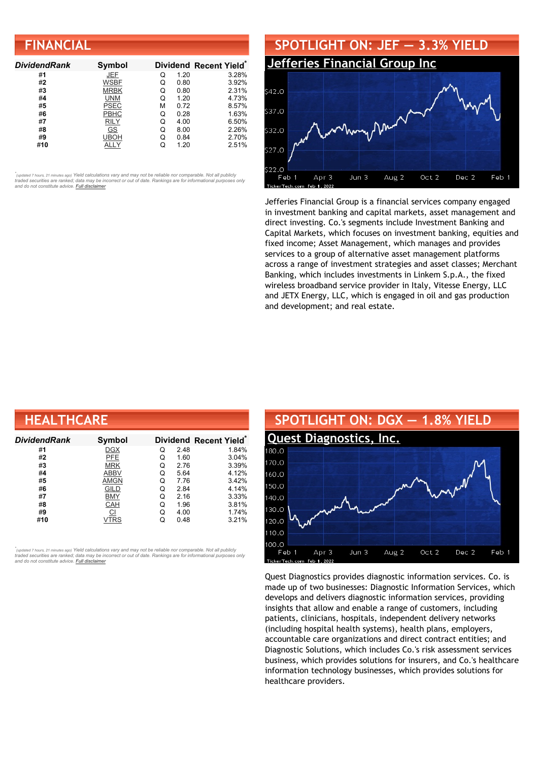## FINANCIAL

| DividendRank | Symbol | Dividend | | Recent Yield* |
|---|---|---|---|---|
| #1 | JEF | Q | 1.20 | 3.28% |
| #2 | WSBF | Q | 0.80 | 3.92% |
| #3 | MRBK | Q | 0.80 | 2.31% |
| #4 | UNM | Q | 1.20 | 4.73% |
| #5 | PSEC | M | 0.72 | 8.57% |
| #6 | PBHC | Q | 0.28 | 1.63% |
| #7 | RILY | Q | 4.00 | 6.50% |
| #8 | GS | Q | 8.00 | 2.26% |
| #9 | UBOH | Q | 0.84 | 2.70% |
| #10 | ALLY | Q | 1.20 | 2.51% |

*(updated 7 hours, 21 minutes ago) Yield calculations vary and may not be reliable nor comparable. Not all publicly traded securities are ranked; data may be incorrect or out of date. Rankings are for informational purposes only and do not constitute advice. Full disclaimer*

## SPOTLIGHT ON: JEF — 3.3% YIELD

### Jefferies Financial Group Inc

Jefferies Financial Group is a financial services company engaged in investment banking and capital markets, asset management and direct investing. Co.'s segments include Investment Banking and Capital Markets, which focuses on investment banking, equities and fixed income; Asset Management, which manages and provides services to a group of alternative asset management platforms across a range of investment strategies and asset classes; Merchant Banking, which includes investments in Linkem S.p.A., the fixed wireless broadband service provider in Italy, Vitesse Energy, LLC and JETX Energy, LLC, which is engaged in oil and gas production and development; and real estate.

## HEALTHCARE

| DividendRank | Symbol | Dividend | | Recent Yield* |
|---|---|---|---|---|
| #1 | DGX | Q | 2.48 | 1.84% |
| #2 | PFE | Q | 1.60 | 3.04% |
| #3 | MRK | Q | 2.76 | 3.39% |
| #4 | ABBV | Q | 5.64 | 4.12% |
| #5 | AMGN | Q | 7.76 | 3.42% |
| #6 | GILD | Q | 2.84 | 4.14% |
| #7 | BMY | Q | 2.16 | 3.33% |
| #8 | CAH | Q | 1.96 | 3.81% |
| #9 | CI | Q | 4.00 | 1.74% |
| #10 | VTRS | Q | 0.48 | 3.21% |

*(updated 7 hours, 21 minutes ago) Yield calculations vary and may not be reliable nor comparable. Not all publicly traded securities are ranked; data may be incorrect or out of date. Rankings are for informational purposes only and do not constitute advice. Full disclaimer*

## SPOTLIGHT ON: DGX — 1.8% YIELD

### Quest Diagnostics, Inc.

Quest Diagnostics provides diagnostic information services. Co. is made up of two businesses: Diagnostic Information Services, which develops and delivers diagnostic information services, providing insights that allow and enable a range of customers, including patients, clinicians, hospitals, independent delivery networks (including hospital health systems), health plans, employers, accountable care organizations and direct contract entities; and Diagnostic Solutions, which includes Co.'s risk assessment services business, which provides solutions for insurers, and Co.'s healthcare information technology businesses, which provides solutions for healthcare providers.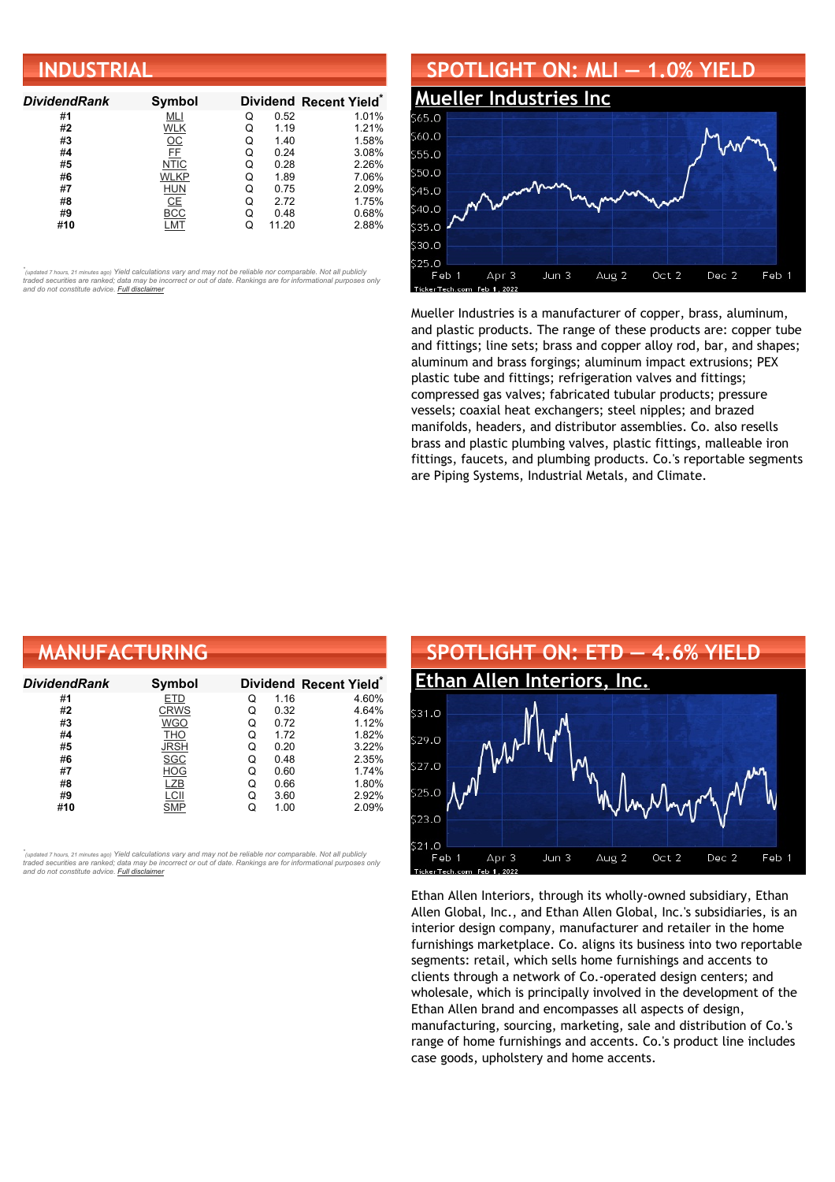## INDUSTRIAL

| DividendRank | Symbol | Dividend | | Recent Yield* |
|---|---|---|---|---|
| #1 | MLI | Q | 0.52 | 1.01% |
| #2 | WLK | Q | 1.19 | 1.21% |
| #3 | OC | Q | 1.40 | 1.58% |
| #4 | FF | Q | 0.24 | 3.08% |
| #5 | NTIC | Q | 0.28 | 2.26% |
| #6 | WLKP | Q | 1.89 | 7.06% |
| #7 | HUN | Q | 0.75 | 2.09% |
| #8 | CE | Q | 2.72 | 1.75% |
| #9 | BCC | Q | 0.48 | 0.68% |
| #10 | LMT | Q | 11.20 | 2.88% |

*(updated 7 hours, 21 minutes ago) Yield calculations vary and may not be reliable nor comparable. Not all publicly traded securities are ranked; data may be incorrect or out of date. Rankings are for informational purposes only and do not constitute advice. Full disclaimer*

## SPOTLIGHT ON: MLI — 1.0% YIELD

### Mueller Industries Inc

Mueller Industries is a manufacturer of copper, brass, aluminum, and plastic products. The range of these products are: copper tube and fittings; line sets; brass and copper alloy rod, bar, and shapes; aluminum and brass forgings; aluminum impact extrusions; PEX plastic tube and fittings; refrigeration valves and fittings; compressed gas valves; fabricated tubular products; pressure vessels; coaxial heat exchangers; steel nipples; and brazed manifolds, headers, and distributor assemblies. Co. also resells brass and plastic plumbing valves, plastic fittings, malleable iron fittings, faucets, and plumbing products. Co.'s reportable segments are Piping Systems, Industrial Metals, and Climate.

## MANUFACTURING

| DividendRank | Symbol | Dividend | | Recent Yield* |
|---|---|---|---|---|
| #1 | ETD | Q | 1.16 | 4.60% |
| #2 | CRWS | Q | 0.32 | 4.64% |
| #3 | WGO | Q | 0.72 | 1.12% |
| #4 | THO | Q | 1.72 | 1.82% |
| #5 | JRSH | Q | 0.20 | 3.22% |
| #6 | SGC | Q | 0.48 | 2.35% |
| #7 | HOG | Q | 0.60 | 1.74% |
| #8 | LZB | Q | 0.66 | 1.80% |
| #9 | LCII | Q | 3.60 | 2.92% |
| #10 | SMP | Q | 1.00 | 2.09% |

*(updated 7 hours, 21 minutes ago) Yield calculations vary and may not be reliable nor comparable. Not all publicly traded securities are ranked; data may be incorrect or out of date. Rankings are for informational purposes only and do not constitute advice. Full disclaimer*

## SPOTLIGHT ON: ETD — 4.6% YIELD

### Ethan Allen Interiors, Inc.

Ethan Allen Interiors, through its wholly-owned subsidiary, Ethan Allen Global, Inc., and Ethan Allen Global, Inc.'s subsidiaries, is an interior design company, manufacturer and retailer in the home furnishings marketplace. Co. aligns its business into two reportable segments: retail, which sells home furnishings and accents to clients through a network of Co.-operated design centers; and wholesale, which is principally involved in the development of the Ethan Allen brand and encompasses all aspects of design, manufacturing, sourcing, marketing, sale and distribution of Co.'s range of home furnishings and accents. Co.'s product line includes case goods, upholstery and home accents.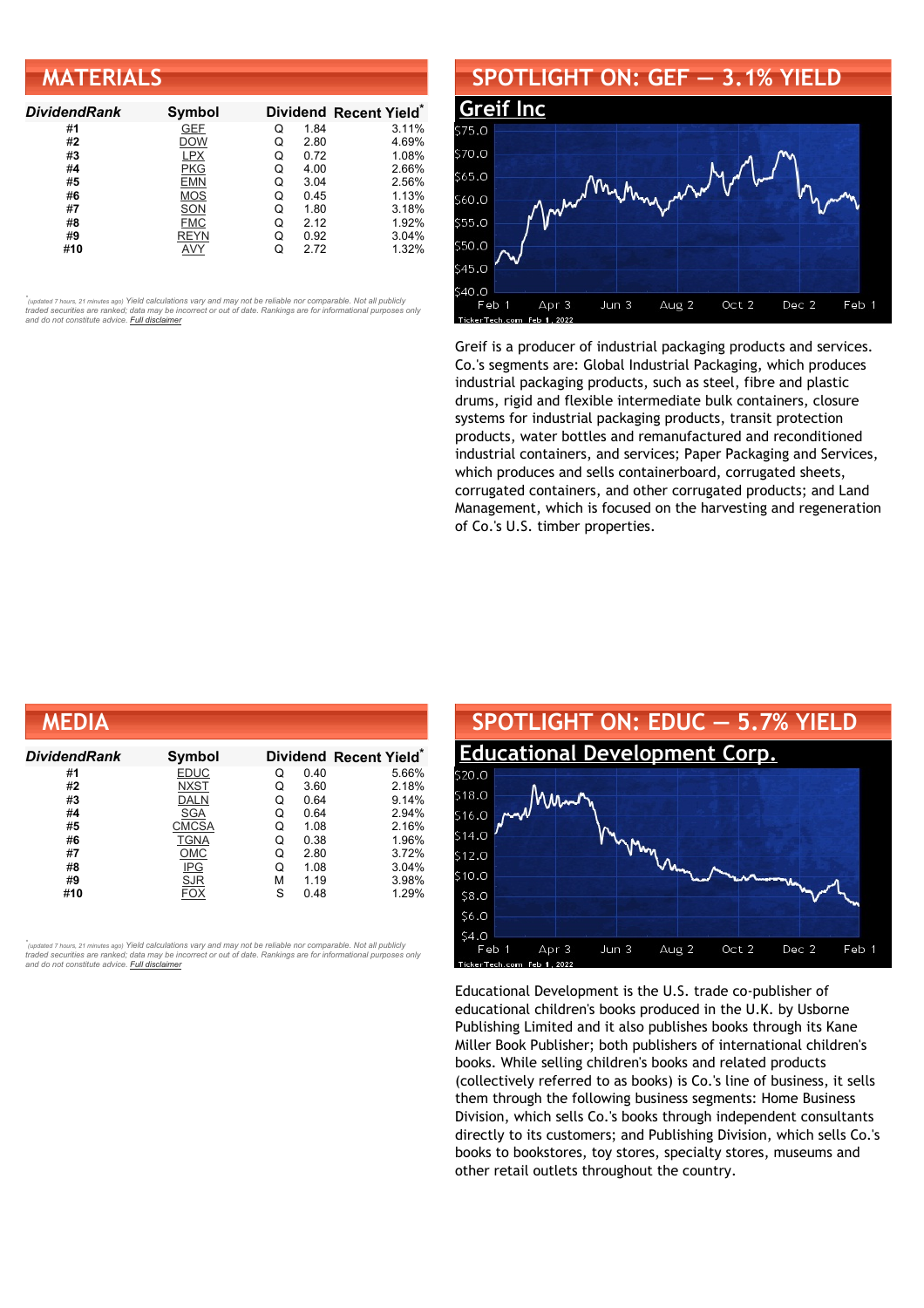## MATERIALS

| DividendRank | Symbol | Dividend | | Recent Yield* |
|---|---|---|---|---|
| #1 | GEF | Q | 1.84 | 3.11% |
| #2 | DOW | Q | 2.80 | 4.69% |
| #3 | LPX | Q | 0.72 | 1.08% |
| #4 | PKG | Q | 4.00 | 2.66% |
| #5 | EMN | Q | 3.04 | 2.56% |
| #6 | MOS | Q | 0.45 | 1.13% |
| #7 | SON | Q | 1.80 | 3.18% |
| #8 | FMC | Q | 2.12 | 1.92% |
| #9 | REYN | Q | 0.92 | 3.04% |
| #10 | AVY | Q | 2.72 | 1.32% |

*(updated 7 hours, 21 minutes ago) Yield calculations vary and may not be reliable nor comparable. Not all publicly traded securities are ranked; data may be incorrect or out of date. Rankings are for informational purposes only and do not constitute advice. Full disclaimer*

## SPOTLIGHT ON: GEF — 3.1% YIELD

### Greif Inc

Greif is a producer of industrial packaging products and services. Co.'s segments are: Global Industrial Packaging, which produces industrial packaging products, such as steel, fibre and plastic drums, rigid and flexible intermediate bulk containers, closure systems for industrial packaging products, transit protection products, water bottles and remanufactured and reconditioned industrial containers, and services; Paper Packaging and Services, which produces and sells containerboard, corrugated sheets, corrugated containers, and other corrugated products; and Land Management, which is focused on the harvesting and regeneration of Co.'s U.S. timber properties.

## MEDIA

| DividendRank | Symbol | Dividend | | Recent Yield* |
|---|---|---|---|---|
| #1 | EDUC | Q | 0.40 | 5.66% |
| #2 | NXST | Q | 3.60 | 2.18% |
| #3 | DALN | Q | 0.64 | 9.14% |
| #4 | SGA | Q | 0.64 | 2.94% |
| #5 | CMCSA | Q | 1.08 | 2.16% |
| #6 | TGNA | Q | 0.38 | 1.96% |
| #7 | OMC | Q | 2.80 | 3.72% |
| #8 | IPG | Q | 1.08 | 3.04% |
| #9 | SJR | M | 1.19 | 3.98% |
| #10 | FOX | S | 0.48 | 1.29% |

*(updated 7 hours, 21 minutes ago) Yield calculations vary and may not be reliable nor comparable. Not all publicly traded securities are ranked; data may be incorrect or out of date. Rankings are for informational purposes only and do not constitute advice. Full disclaimer*

## SPOTLIGHT ON: EDUC — 5.7% YIELD

### Educational Development Corp.

Educational Development is the U.S. trade co-publisher of educational children's books produced in the U.K. by Usborne Publishing Limited and it also publishes books through its Kane Miller Book Publisher; both publishers of international children's books. While selling children's books and related products (collectively referred to as books) is Co.'s line of business, it sells them through the following business segments: Home Business Division, which sells Co.'s books through independent consultants directly to its customers; and Publishing Division, which sells Co.'s books to bookstores, toy stores, specialty stores, museums and other retail outlets throughout the country.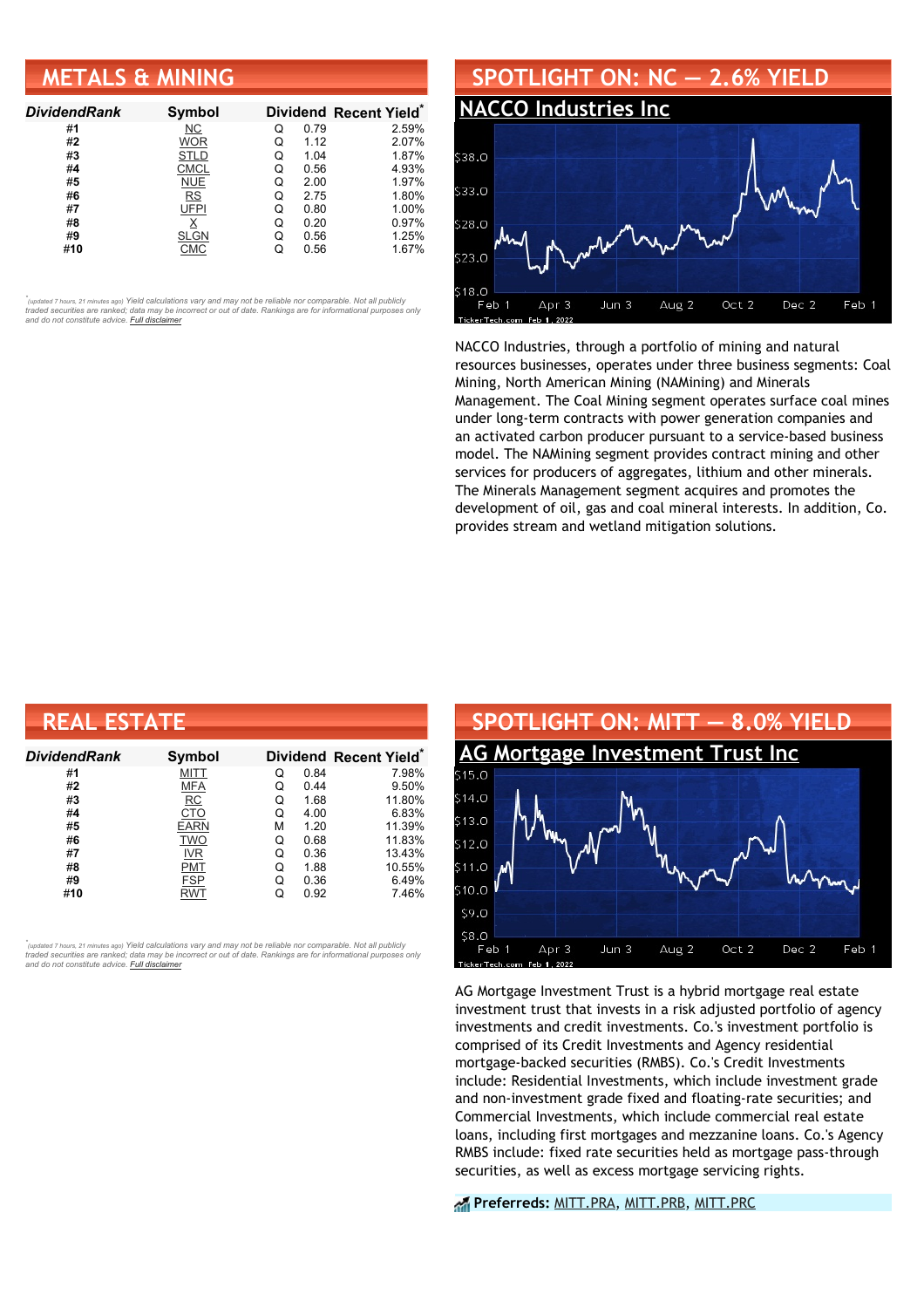## METALS & MINING

| DividendRank | Symbol | Dividend | | Recent Yield* |
|---|---|---|---|---|
| #1 | NC | Q | 0.79 | 2.59% |
| #2 | WOR | Q | 1.12 | 2.07% |
| #3 | STLD | Q | 1.04 | 1.87% |
| #4 | CMCL | Q | 0.56 | 4.93% |
| #5 | NUE | Q | 2.00 | 1.97% |
| #6 | RS | Q | 2.75 | 1.80% |
| #7 | UFPI | Q | 0.80 | 1.00% |
| #8 | X | Q | 0.20 | 0.97% |
| #9 | SLGN | Q | 0.56 | 1.25% |
| #10 | CMC | Q | 0.56 | 1.67% |

*(updated 7 hours, 21 minutes ago) Yield calculations vary and may not be reliable nor comparable. Not all publicly traded securities are ranked; data may be incorrect or out of date. Rankings are for informational purposes only and do not constitute advice. Full disclaimer

## SPOTLIGHT ON: NC — 2.6% YIELD

### NACCO Industries Inc

NACCO Industries, through a portfolio of mining and natural resources businesses, operates under three business segments: Coal Mining, North American Mining (NAMining) and Minerals Management. The Coal Mining segment operates surface coal mines under long-term contracts with power generation companies and an activated carbon producer pursuant to a service-based business model. The NAMining segment provides contract mining and other services for producers of aggregates, lithium and other minerals. The Minerals Management segment acquires and promotes the development of oil, gas and coal mineral interests. In addition, Co. provides stream and wetland mitigation solutions.

## REAL ESTATE

| DividendRank | Symbol | Dividend | | Recent Yield* |
|---|---|---|---|---|
| #1 | MITT | Q | 0.84 | 7.98% |
| #2 | MFA | Q | 0.44 | 9.50% |
| #3 | RC | Q | 1.68 | 11.80% |
| #4 | CTO | Q | 4.00 | 6.83% |
| #5 | EARN | M | 1.20 | 11.39% |
| #6 | TWO | Q | 0.68 | 11.83% |
| #7 | IVR | Q | 0.36 | 13.43% |
| #8 | PMT | Q | 1.88 | 10.55% |
| #9 | FSP | Q | 0.36 | 6.49% |
| #10 | RWT | Q | 0.92 | 7.46% |

*(updated 7 hours, 21 minutes ago) Yield calculations vary and may not be reliable nor comparable. Not all publicly traded securities are ranked; data may be incorrect or out of date. Rankings are for informational purposes only and do not constitute advice. Full disclaimer

## SPOTLIGHT ON: MITT — 8.0% YIELD

### AG Mortgage Investment Trust Inc

AG Mortgage Investment Trust is a hybrid mortgage real estate investment trust that invests in a risk adjusted portfolio of agency investments and credit investments. Co.'s investment portfolio is comprised of its Credit Investments and Agency residential mortgage-backed securities (RMBS). Co.'s Credit Investments include: Residential Investments, which include investment grade and non-investment grade fixed and floating-rate securities; and Commercial Investments, which include commercial real estate loans, including first mortgages and mezzanine loans. Co.'s Agency RMBS include: fixed rate securities held as mortgage pass-through securities, as well as excess mortgage servicing rights.

**Preferreds:** MITT.PRA, MITT.PRB, MITT.PRC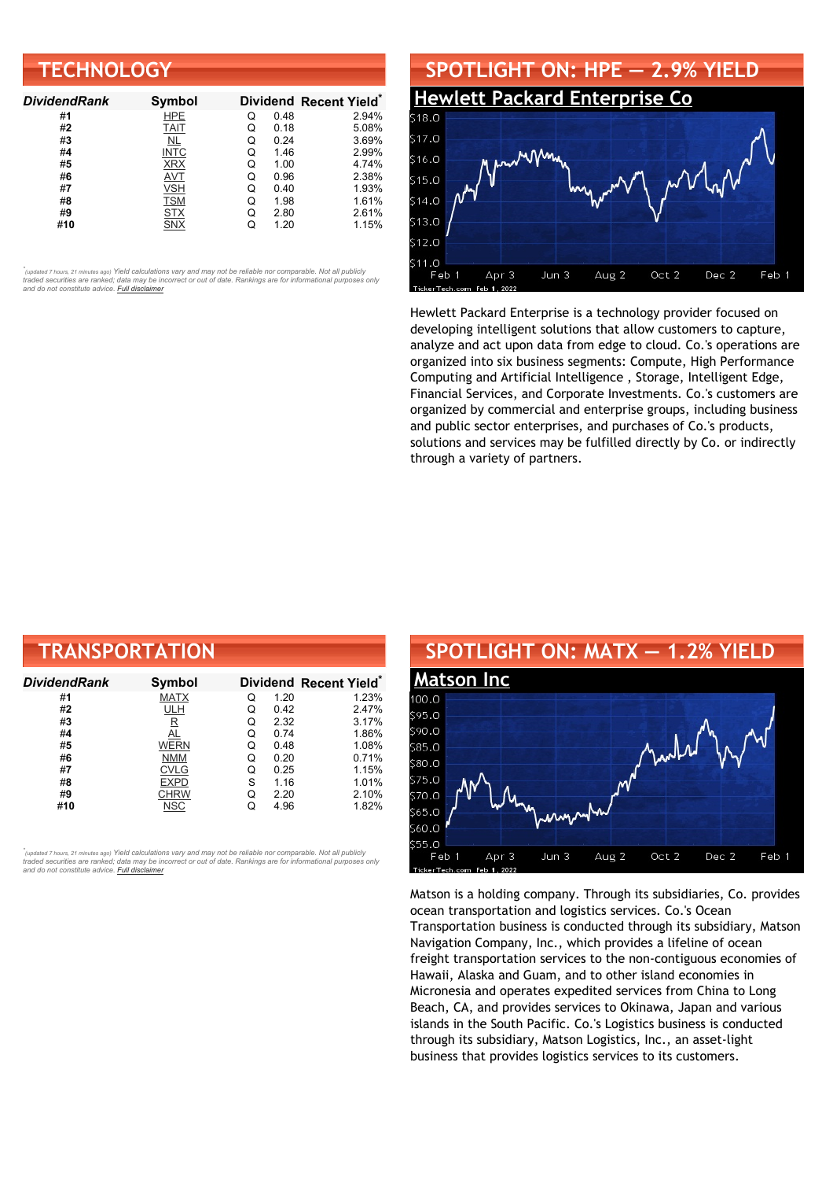## TECHNOLOGY

| DividendRank | Symbol | Dividend | | Recent Yield* |
|---|---|---|---|---|
| #1 | HPE | Q | 0.48 | 2.94% |
| #2 | TAIT | Q | 0.18 | 5.08% |
| #3 | NL | Q | 0.24 | 3.69% |
| #4 | INTC | Q | 1.46 | 2.99% |
| #5 | XRX | Q | 1.00 | 4.74% |
| #6 | AVT | Q | 0.96 | 2.38% |
| #7 | VSH | Q | 0.40 | 1.93% |
| #8 | TSM | Q | 1.98 | 1.61% |
| #9 | STX | Q | 2.80 | 2.61% |
| #10 | SNX | Q | 1.20 | 1.15% |

*(updated 7 hours, 21 minutes ago) Yield calculations vary and may not be reliable nor comparable. Not all publicly traded securities are ranked; data may be incorrect or out of date. Rankings are for informational purposes only and do not constitute advice. Full disclaimer*

## SPOTLIGHT ON: HPE — 2.9% YIELD

### Hewlett Packard Enterprise Co

Hewlett Packard Enterprise is a technology provider focused on developing intelligent solutions that allow customers to capture, analyze and act upon data from edge to cloud. Co.'s operations are organized into six business segments: Compute, High Performance Computing and Artificial Intelligence , Storage, Intelligent Edge, Financial Services, and Corporate Investments. Co.'s customers are organized by commercial and enterprise groups, including business and public sector enterprises, and purchases of Co.'s products, solutions and services may be fulfilled directly by Co. or indirectly through a variety of partners.

## TRANSPORTATION

| DividendRank | Symbol | Dividend | | Recent Yield* |
|---|---|---|---|---|
| #1 | MATX | Q | 1.20 | 1.23% |
| #2 | ULH | Q | 0.42 | 2.47% |
| #3 | R | Q | 2.32 | 3.17% |
| #4 | AL | Q | 0.74 | 1.86% |
| #5 | WERN | Q | 0.48 | 1.08% |
| #6 | NMM | Q | 0.20 | 0.71% |
| #7 | CVLG | Q | 0.25 | 1.15% |
| #8 | EXPD | S | 1.16 | 1.01% |
| #9 | CHRW | Q | 2.20 | 2.10% |
| #10 | NSC | Q | 4.96 | 1.82% |

*(updated 7 hours, 21 minutes ago) Yield calculations vary and may not be reliable nor comparable. Not all publicly traded securities are ranked; data may be incorrect or out of date. Rankings are for informational purposes only and do not constitute advice. Full disclaimer*

## SPOTLIGHT ON: MATX — 1.2% YIELD

### Matson Inc

Matson is a holding company. Through its subsidiaries, Co. provides ocean transportation and logistics services. Co.'s Ocean Transportation business is conducted through its subsidiary, Matson Navigation Company, Inc., which provides a lifeline of ocean freight transportation services to the non-contiguous economies of Hawaii, Alaska and Guam, and to other island economies in Micronesia and operates expedited services from China to Long Beach, CA, and provides services to Okinawa, Japan and various islands in the South Pacific. Co.'s Logistics business is conducted through its subsidiary, Matson Logistics, Inc., an asset-light business that provides logistics services to its customers.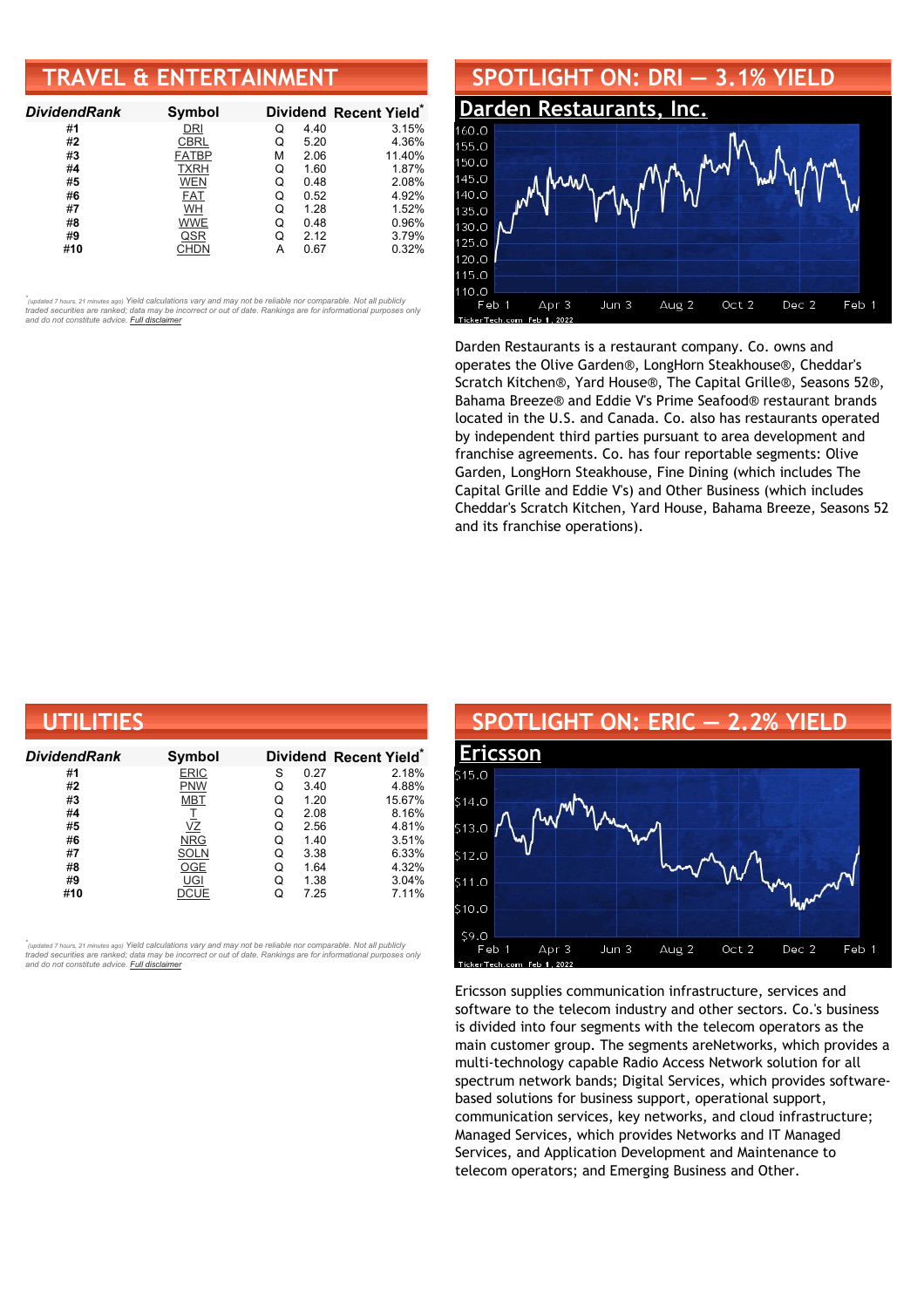## TRAVEL & ENTERTAINMENT

| *DividendRank* | Symbol | Dividend | | Recent Yield* |
|---|---|---|---|---|
| #1 | DRI | Q | 4.40 | 3.15% |
| #2 | CBRL | Q | 5.20 | 4.36% |
| #3 | FATBP | M | 2.06 | 11.40% |
| #4 | TXRH | Q | 1.60 | 1.87% |
| #5 | WEN | Q | 0.48 | 2.08% |
| #6 | FAT | Q | 0.52 | 4.92% |
| #7 | WH | Q | 1.28 | 1.52% |
| #8 | WWE | Q | 0.48 | 0.96% |
| #9 | QSR | Q | 2.12 | 3.79% |
| #10 | CHDN | A | 0.67 | 0.32% |

*(updated 7 hours, 21 minutes ago) Yield calculations vary and may not be reliable nor comparable. Not all publicly traded securities are ranked; data may be incorrect or out of date. Rankings are for informational purposes only and do not constitute advice. Full disclaimer*

## SPOTLIGHT ON: DRI — 3.1% YIELD

### Darden Restaurants, Inc.

Darden Restaurants is a restaurant company. Co. owns and operates the Olive Garden®, LongHorn Steakhouse®, Cheddar's Scratch Kitchen®, Yard House®, The Capital Grille®, Seasons 52®, Bahama Breeze® and Eddie V's Prime Seafood® restaurant brands located in the U.S. and Canada. Co. also has restaurants operated by independent third parties pursuant to area development and franchise agreements. Co. has four reportable segments: Olive Garden, LongHorn Steakhouse, Fine Dining (which includes The Capital Grille and Eddie V's) and Other Business (which includes Cheddar's Scratch Kitchen, Yard House, Bahama Breeze, Seasons 52 and its franchise operations).

## UTILITIES

| *DividendRank* | Symbol | Dividend | | Recent Yield* |
|---|---|---|---|---|
| #1 | ERIC | S | 0.27 | 2.18% |
| #2 | PNW | Q | 3.40 | 4.88% |
| #3 | MBT | Q | 1.20 | 15.67% |
| #4 | T | Q | 2.08 | 8.16% |
| #5 | VZ | Q | 2.56 | 4.81% |
| #6 | NRG | Q | 1.40 | 3.51% |
| #7 | SOLN | Q | 3.38 | 6.33% |
| #8 | OGE | Q | 1.64 | 4.32% |
| #9 | UGI | Q | 1.38 | 3.04% |
| #10 | DCUE | Q | 7.25 | 7.11% |

*(updated 7 hours, 21 minutes ago) Yield calculations vary and may not be reliable nor comparable. Not all publicly traded securities are ranked; data may be incorrect or out of date. Rankings are for informational purposes only and do not constitute advice. Full disclaimer*

## SPOTLIGHT ON: ERIC — 2.2% YIELD

### Ericsson

Ericsson supplies communication infrastructure, services and software to the telecom industry and other sectors. Co.'s business is divided into four segments with the telecom operators as the main customer group. The segments areNetworks, which provides a multi-technology capable Radio Access Network solution for all spectrum network bands; Digital Services, which provides software-based solutions for business support, operational support, communication services, key networks, and cloud infrastructure; Managed Services, which provides Networks and IT Managed Services, and Application Development and Maintenance to telecom operators; and Emerging Business and Other.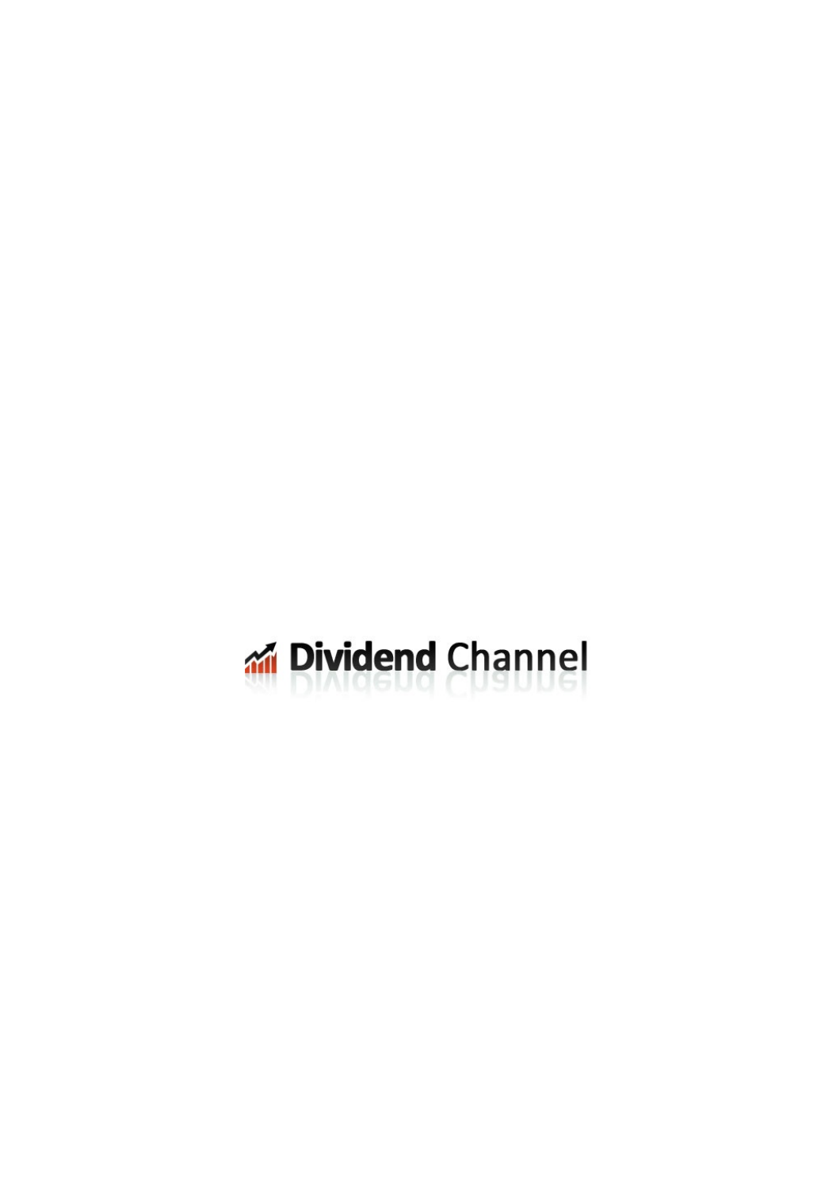Dividend Channel